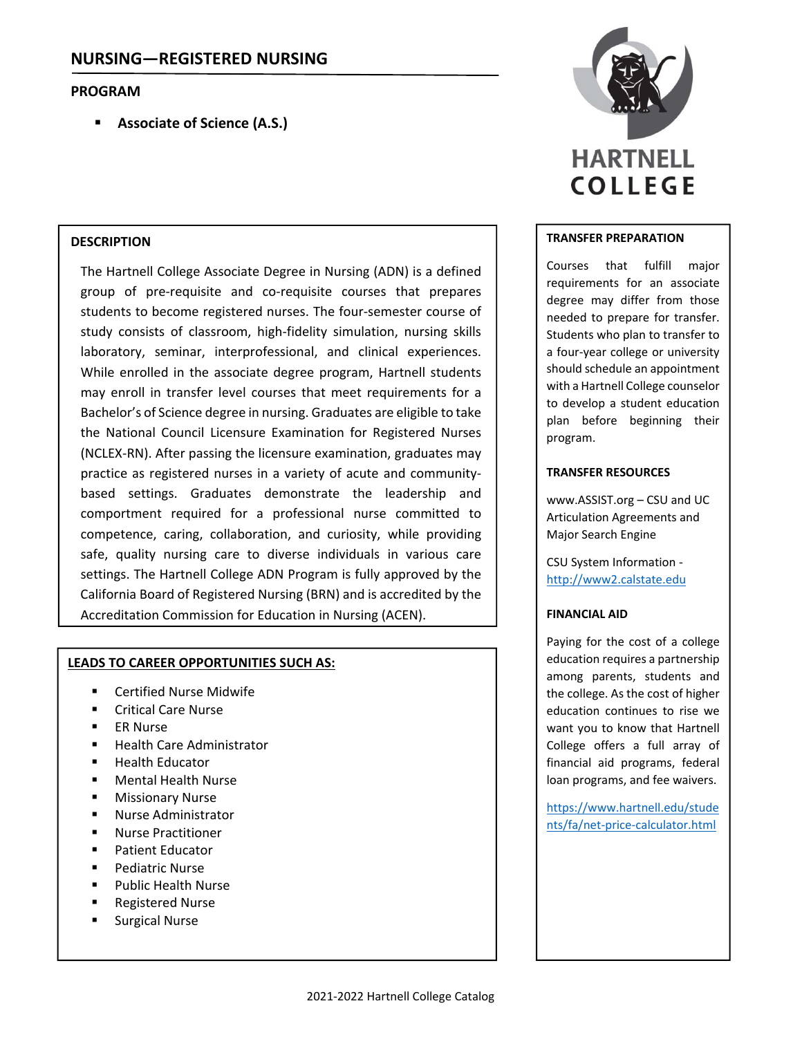# NURSING—REGISTERED NURSING

## PROGRAM

- **Associate of Science (A.S.)**

HARTNELL COLLEGE

### DESCRIPTION

The Hartnell College Associate Degree in Nursing (ADN) is a defined group of pre-requisite and co-requisite courses that prepares students to become registered nurses. The four-semester course of study consists of classroom, high-fidelity simulation, nursing skills laboratory, seminar, interprofessional, and clinical experiences. While enrolled in the associate degree program, Hartnell students may enroll in transfer level courses that meet requirements for a Bachelor's of Science degree in nursing. Graduates are eligible to take the National Council Licensure Examination for Registered Nurses (NCLEX-RN). After passing the licensure examination, graduates may practice as registered nurses in a variety of acute and community-based settings. Graduates demonstrate the leadership and comportment required for a professional nurse committed to competence, caring, collaboration, and curiosity, while providing safe, quality nursing care to diverse individuals in various care settings. The Hartnell College ADN Program is fully approved by the California Board of Registered Nursing (BRN) and is accredited by the Accreditation Commission for Education in Nursing (ACEN).

### LEADS TO CAREER OPPORTUNITIES SUCH AS:

- Certified Nurse Midwife
- Critical Care Nurse
- ER Nurse
- Health Care Administrator
- Health Educator
- Mental Health Nurse
- Missionary Nurse
- Nurse Administrator
- Nurse Practitioner
- Patient Educator
- Pediatric Nurse
- Public Health Nurse
- Registered Nurse
- Surgical Nurse

### TRANSFER PREPARATION

Courses that fulfill major requirements for an associate degree may differ from those needed to prepare for transfer. Students who plan to transfer to a four-year college or university should schedule an appointment with a Hartnell College counselor to develop a student education plan before beginning their program.

### TRANSFER RESOURCES

www.ASSIST.org – CSU and UC Articulation Agreements and Major Search Engine

CSU System Information - http://www2.calstate.edu

### FINANCIAL AID

Paying for the cost of a college education requires a partnership among parents, students and the college. As the cost of higher education continues to rise we want you to know that Hartnell College offers a full array of financial aid programs, federal loan programs, and fee waivers.

https://www.hartnell.edu/students/fa/net-price-calculator.html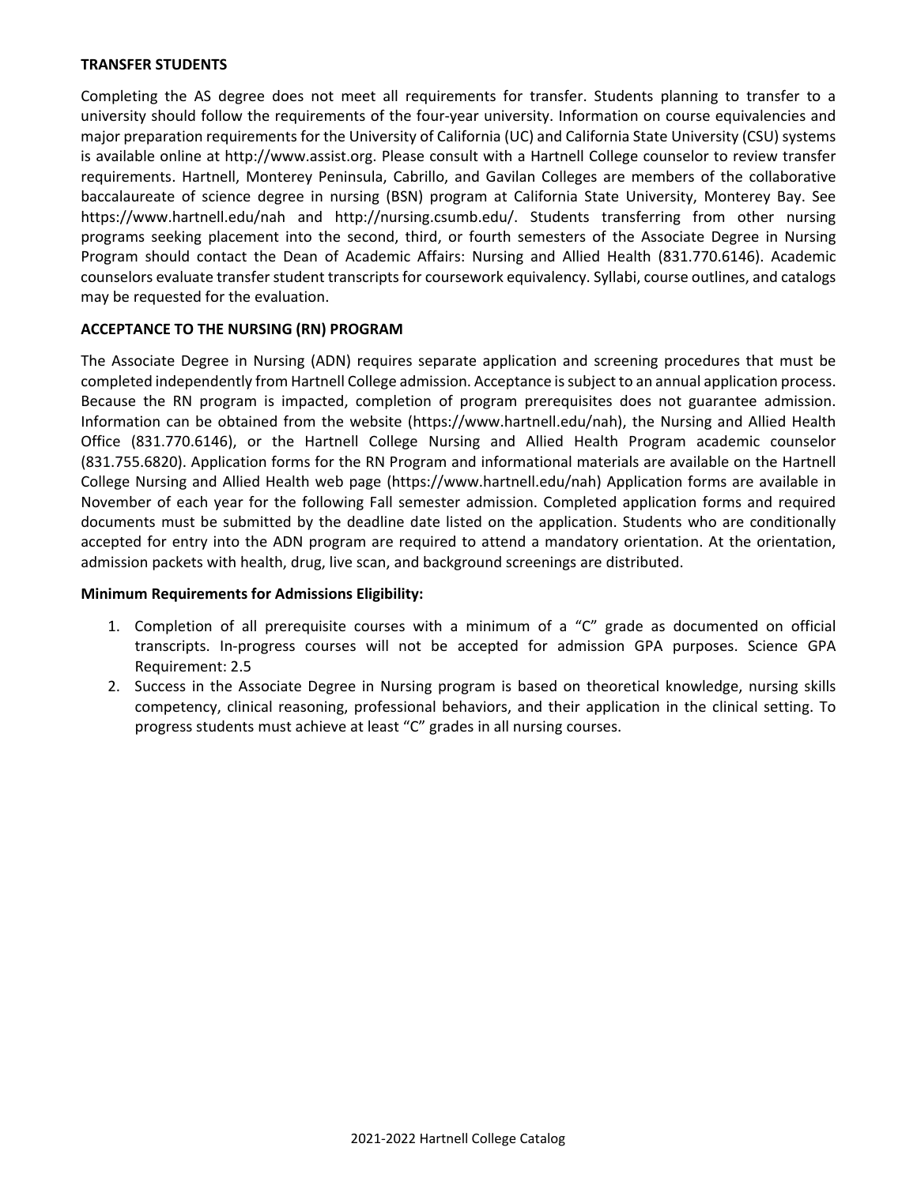**TRANSFER STUDENTS**

Completing the AS degree does not meet all requirements for transfer. Students planning to transfer to a university should follow the requirements of the four-year university. Information on course equivalencies and major preparation requirements for the University of California (UC) and California State University (CSU) systems is available online at http://www.assist.org. Please consult with a Hartnell College counselor to review transfer requirements. Hartnell, Monterey Peninsula, Cabrillo, and Gavilan Colleges are members of the collaborative baccalaureate of science degree in nursing (BSN) program at California State University, Monterey Bay. See https://www.hartnell.edu/nah and http://nursing.csumb.edu/. Students transferring from other nursing programs seeking placement into the second, third, or fourth semesters of the Associate Degree in Nursing Program should contact the Dean of Academic Affairs: Nursing and Allied Health (831.770.6146). Academic counselors evaluate transfer student transcripts for coursework equivalency. Syllabi, course outlines, and catalogs may be requested for the evaluation.

**ACCEPTANCE TO THE NURSING (RN) PROGRAM**

The Associate Degree in Nursing (ADN) requires separate application and screening procedures that must be completed independently from Hartnell College admission. Acceptance is subject to an annual application process. Because the RN program is impacted, completion of program prerequisites does not guarantee admission. Information can be obtained from the website (https://www.hartnell.edu/nah), the Nursing and Allied Health Office (831.770.6146), or the Hartnell College Nursing and Allied Health Program academic counselor (831.755.6820). Application forms for the RN Program and informational materials are available on the Hartnell College Nursing and Allied Health web page (https://www.hartnell.edu/nah) Application forms are available in November of each year for the following Fall semester admission. Completed application forms and required documents must be submitted by the deadline date listed on the application. Students who are conditionally accepted for entry into the ADN program are required to attend a mandatory orientation. At the orientation, admission packets with health, drug, live scan, and background screenings are distributed.

**Minimum Requirements for Admissions Eligibility:**

1. Completion of all prerequisite courses with a minimum of a "C" grade as documented on official transcripts. In-progress courses will not be accepted for admission GPA purposes. Science GPA Requirement: 2.5
2. Success in the Associate Degree in Nursing program is based on theoretical knowledge, nursing skills competency, clinical reasoning, professional behaviors, and their application in the clinical setting. To progress students must achieve at least "C" grades in all nursing courses.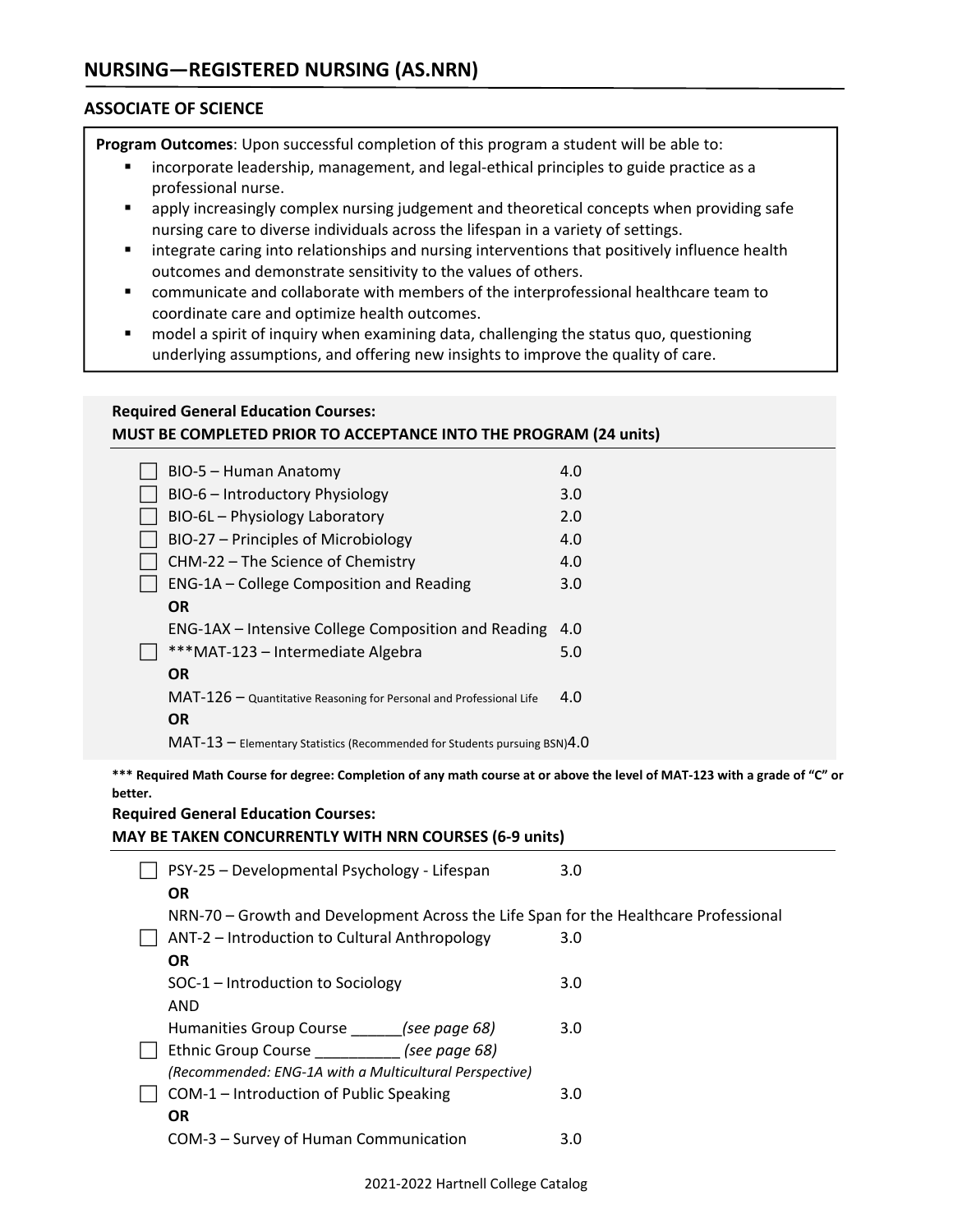## NURSING—REGISTERED NURSING (AS.NRN)

### ASSOCIATE OF SCIENCE

**Program Outcomes**: Upon successful completion of this program a student will be able to:

- incorporate leadership, management, and legal-ethical principles to guide practice as a professional nurse.
- apply increasingly complex nursing judgement and theoretical concepts when providing safe nursing care to diverse individuals across the lifespan in a variety of settings.
- integrate caring into relationships and nursing interventions that positively influence health outcomes and demonstrate sensitivity to the values of others.
- communicate and collaborate with members of the interprofessional healthcare team to coordinate care and optimize health outcomes.
- model a spirit of inquiry when examining data, challenging the status quo, questioning underlying assumptions, and offering new insights to improve the quality of care.

**Required General Education Courses:**
**MUST BE COMPLETED PRIOR TO ACCEPTANCE INTO THE PROGRAM (24 units)**

| Course | Units |
|---|---|
| ☐ BIO-5 – Human Anatomy | 4.0 |
| ☐ BIO-6 – Introductory Physiology | 3.0 |
| ☐ BIO-6L – Physiology Laboratory | 2.0 |
| ☐ BIO-27 – Principles of Microbiology | 4.0 |
| ☐ CHM-22 – The Science of Chemistry | 4.0 |
| ☐ ENG-1A – College Composition and Reading | 3.0 |
| **OR** | |
| ENG-1AX – Intensive College Composition and Reading | 4.0 |
| ☐ ***MAT-123 – Intermediate Algebra | 5.0 |
| **OR** | |
| MAT-126 – Quantitative Reasoning for Personal and Professional Life | 4.0 |
| **OR** | |
| MAT-13 – Elementary Statistics (Recommended for Students pursuing BSN) | 4.0 |

**\*\*\* Required Math Course for degree: Completion of any math course at or above the level of MAT-123 with a grade of "C" or better.**

**Required General Education Courses:**
**MAY BE TAKEN CONCURRENTLY WITH NRN COURSES (6-9 units)**

| Course | Units |
|---|---|
| ☐ PSY-25 – Developmental Psychology - Lifespan | 3.0 |
| **OR** | |
| NRN-70 – Growth and Development Across the Life Span for the Healthcare Professional | |
| ☐ ANT-2 – Introduction to Cultural Anthropology | 3.0 |
| **OR** | |
| SOC-1 – Introduction to Sociology | 3.0 |
| AND | |
| Humanities Group Course ______*(see page 68)* | 3.0 |
| ☐ Ethnic Group Course __________ *(see page 68)* | |
| *(Recommended: ENG-1A with a Multicultural Perspective)* | |
| ☐ COM-1 – Introduction of Public Speaking | 3.0 |
| **OR** | |
| COM-3 – Survey of Human Communication | 3.0 |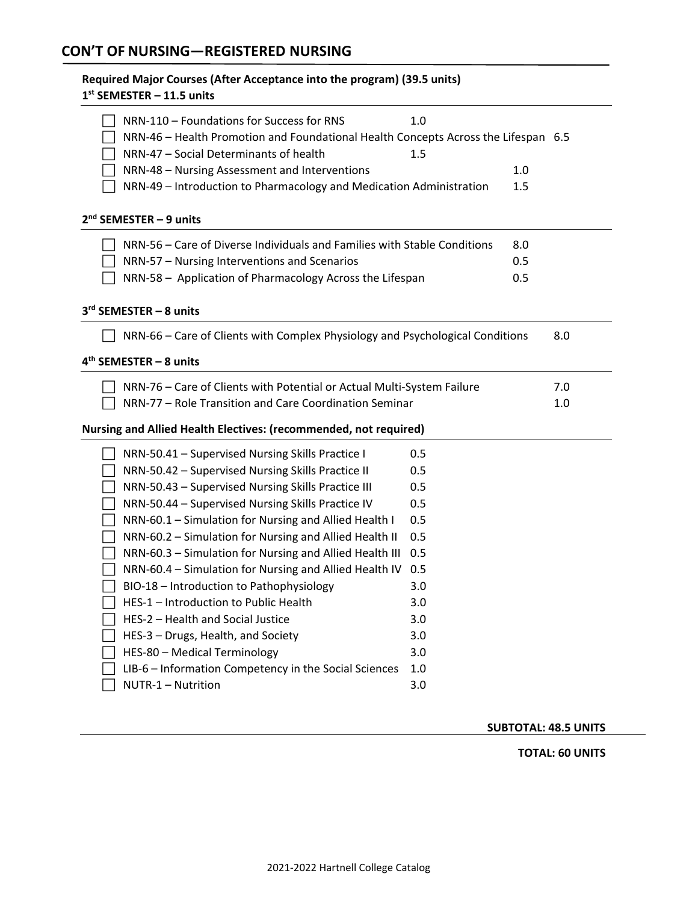## CON'T OF NURSING—REGISTERED NURSING

**Required Major Courses (After Acceptance into the program) (39.5 units)**

**1st SEMESTER – 11.5 units**

- [ ] NRN-110 – Foundations for Success for RNS 1.0
- [ ] NRN-46 – Health Promotion and Foundational Health Concepts Across the Lifespan 6.5
- [ ] NRN-47 – Social Determinants of health 1.5
- [ ] NRN-48 – Nursing Assessment and Interventions 1.0
- [ ] NRN-49 – Introduction to Pharmacology and Medication Administration 1.5

**2nd SEMESTER – 9 units**

- [ ] NRN-56 – Care of Diverse Individuals and Families with Stable Conditions 8.0
- [ ] NRN-57 – Nursing Interventions and Scenarios 0.5
- [ ] NRN-58 – Application of Pharmacology Across the Lifespan 0.5

**3rd SEMESTER – 8 units**

- [ ] NRN-66 – Care of Clients with Complex Physiology and Psychological Conditions 8.0

**4th SEMESTER – 8 units**

- [ ] NRN-76 – Care of Clients with Potential or Actual Multi-System Failure 7.0
- [ ] NRN-77 – Role Transition and Care Coordination Seminar 1.0

**Nursing and Allied Health Electives: (recommended, not required)**

- [ ] NRN-50.41 – Supervised Nursing Skills Practice I 0.5
- [ ] NRN-50.42 – Supervised Nursing Skills Practice II 0.5
- [ ] NRN-50.43 – Supervised Nursing Skills Practice III 0.5
- [ ] NRN-50.44 – Supervised Nursing Skills Practice IV 0.5
- [ ] NRN-60.1 – Simulation for Nursing and Allied Health I 0.5
- [ ] NRN-60.2 – Simulation for Nursing and Allied Health II 0.5
- [ ] NRN-60.3 – Simulation for Nursing and Allied Health III 0.5
- [ ] NRN-60.4 – Simulation for Nursing and Allied Health IV 0.5
- [ ] BIO-18 – Introduction to Pathophysiology 3.0
- [ ] HES-1 – Introduction to Public Health 3.0
- [ ] HES-2 – Health and Social Justice 3.0
- [ ] HES-3 – Drugs, Health, and Society 3.0
- [ ] HES-80 – Medical Terminology 3.0
- [ ] LIB-6 – Information Competency in the Social Sciences 1.0
- [ ] NUTR-1 – Nutrition 3.0

**SUBTOTAL: 48.5 UNITS**

**TOTAL: 60 UNITS**